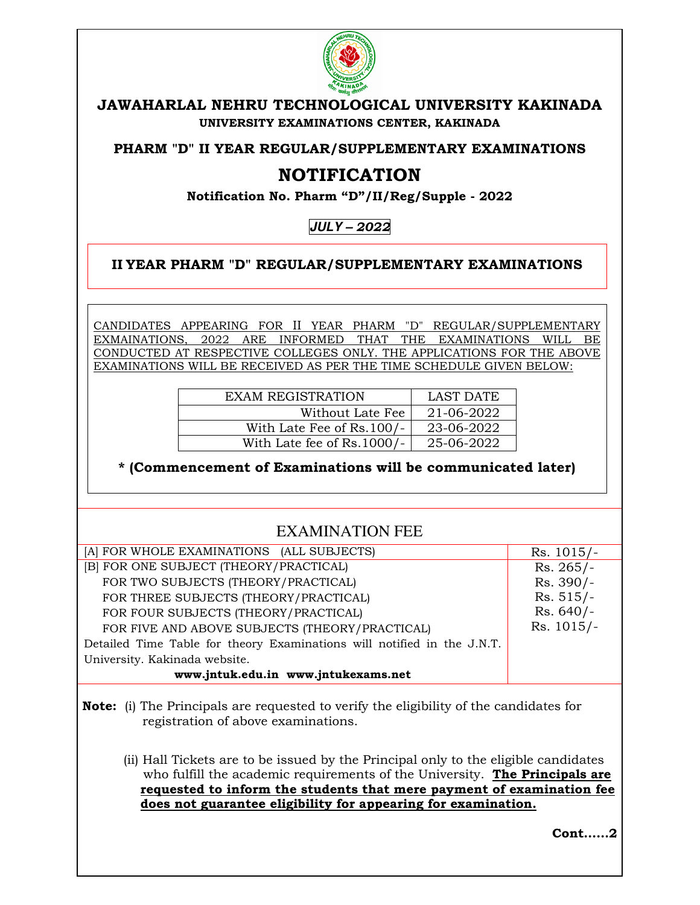# JAWAHARLAL NEHRU TECHNOLOGICAL UNIVERSITY KAKINADA

**UNIVERSITY EXAMINATIONS CENTER, KAKINADA**

**PHARM "D" II YEAR REGULAR/SUPPLEMENTARY EXAMINATIONS**

## NOTIFICATION

**Notification No. Pharm "D"/II/Reg/Supple - 2022**

***JULY – 2022***

**II YEAR PHARM "D" REGULAR/SUPPLEMENTARY EXAMINATIONS**

CANDIDATES APPEARING FOR II YEAR PHARM "D" REGULAR/SUPPLEMENTARY EXMAINATIONS, 2022 ARE INFORMED THAT THE EXAMINATIONS WILL BE CONDUCTED AT RESPECTIVE COLLEGES ONLY. THE APPLICATIONS FOR THE ABOVE EXAMINATIONS WILL BE RECEIVED AS PER THE TIME SCHEDULE GIVEN BELOW:

| EXAM REGISTRATION | LAST DATE |
|---|---|
| Without Late Fee | 21-06-2022 |
| With Late Fee of Rs.100/- | 23-06-2022 |
| With Late fee of Rs.1000/- | 25-06-2022 |

**\* (Commencement of Examinations will be communicated later)**

## EXAMINATION FEE

| | |
|---|---|
| [A] FOR WHOLE EXAMINATIONS (ALL SUBJECTS) | Rs. 1015/- |
| [B] FOR ONE SUBJECT (THEORY/PRACTICAL) | Rs. 265/- |
| FOR TWO SUBJECTS (THEORY/PRACTICAL) | Rs. 390/- |
| FOR THREE SUBJECTS (THEORY/PRACTICAL) | Rs. 515/- |
| FOR FOUR SUBJECTS (THEORY/PRACTICAL) | Rs. 640/- |
| FOR FIVE AND ABOVE SUBJECTS (THEORY/PRACTICAL) | Rs. 1015/- |
| Detailed Time Table for theory Examinations will notified in the J.N.T. University. Kakinada website. | |
| **www.jntuk.edu.in www.jntukexams.net** | |

**Note:** (i) The Principals are requested to verify the eligibility of the candidates for registration of above examinations.

(ii) Hall Tickets are to be issued by the Principal only to the eligible candidates who fulfill the academic requirements of the University. **The Principals are requested to inform the students that mere payment of examination fee does not guarantee eligibility for appearing for examination.**

**Cont……2**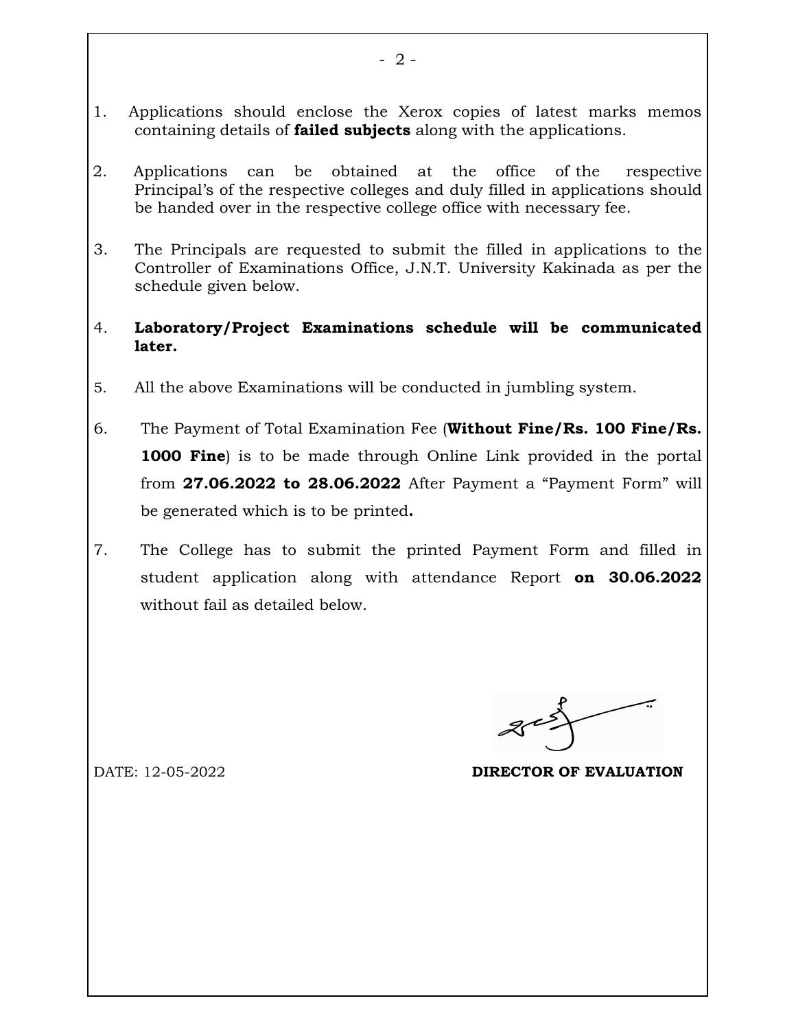1. Applications should enclose the Xerox copies of latest marks memos containing details of **failed subjects** along with the applications.

2. Applications can be obtained at the office of the respective Principal's of the respective colleges and duly filled in applications should be handed over in the respective college office with necessary fee.

3. The Principals are requested to submit the filled in applications to the Controller of Examinations Office, J.N.T. University Kakinada as per the schedule given below.

4. **Laboratory/Project Examinations schedule will be communicated later.**

5. All the above Examinations will be conducted in jumbling system.

6. The Payment of Total Examination Fee (**Without Fine/Rs. 100 Fine/Rs. 1000 Fine**) is to be made through Online Link provided in the portal from **27.06.2022 to 28.06.2022** After Payment a "Payment Form" will be generated which is to be printed**.**

7. The College has to submit the printed Payment Form and filled in student application along with attendance Report **on 30.06.2022** without fail as detailed below.

DATE: 12-05-2022

**DIRECTOR OF EVALUATION**